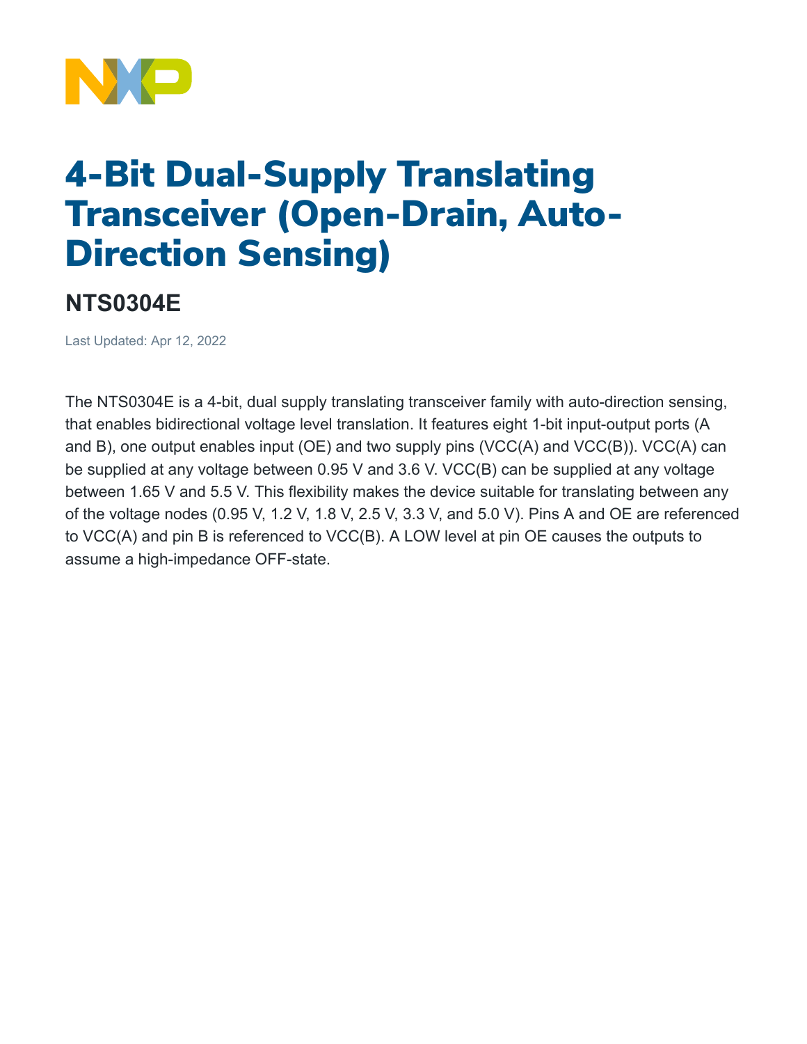# 4-Bit Dual-Supply Translating Transceiver (Open-Drain, Auto-Direction Sensing)

## NTS0304E

Last Updated: Apr 12, 2022

The NTS0304E is a 4-bit, dual supply translating transceiver family with auto-direction sensing, that enables bidirectional voltage level translation. It features eight 1-bit input-output ports (A and B), one output enables input (OE) and two supply pins (VCC(A) and VCC(B)). VCC(A) can be supplied at any voltage between 0.95 V and 3.6 V. VCC(B) can be supplied at any voltage between 1.65 V and 5.5 V. This flexibility makes the device suitable for translating between any of the voltage nodes (0.95 V, 1.2 V, 1.8 V, 2.5 V, 3.3 V, and 5.0 V). Pins A and OE are referenced to VCC(A) and pin B is referenced to VCC(B). A LOW level at pin OE causes the outputs to assume a high-impedance OFF-state.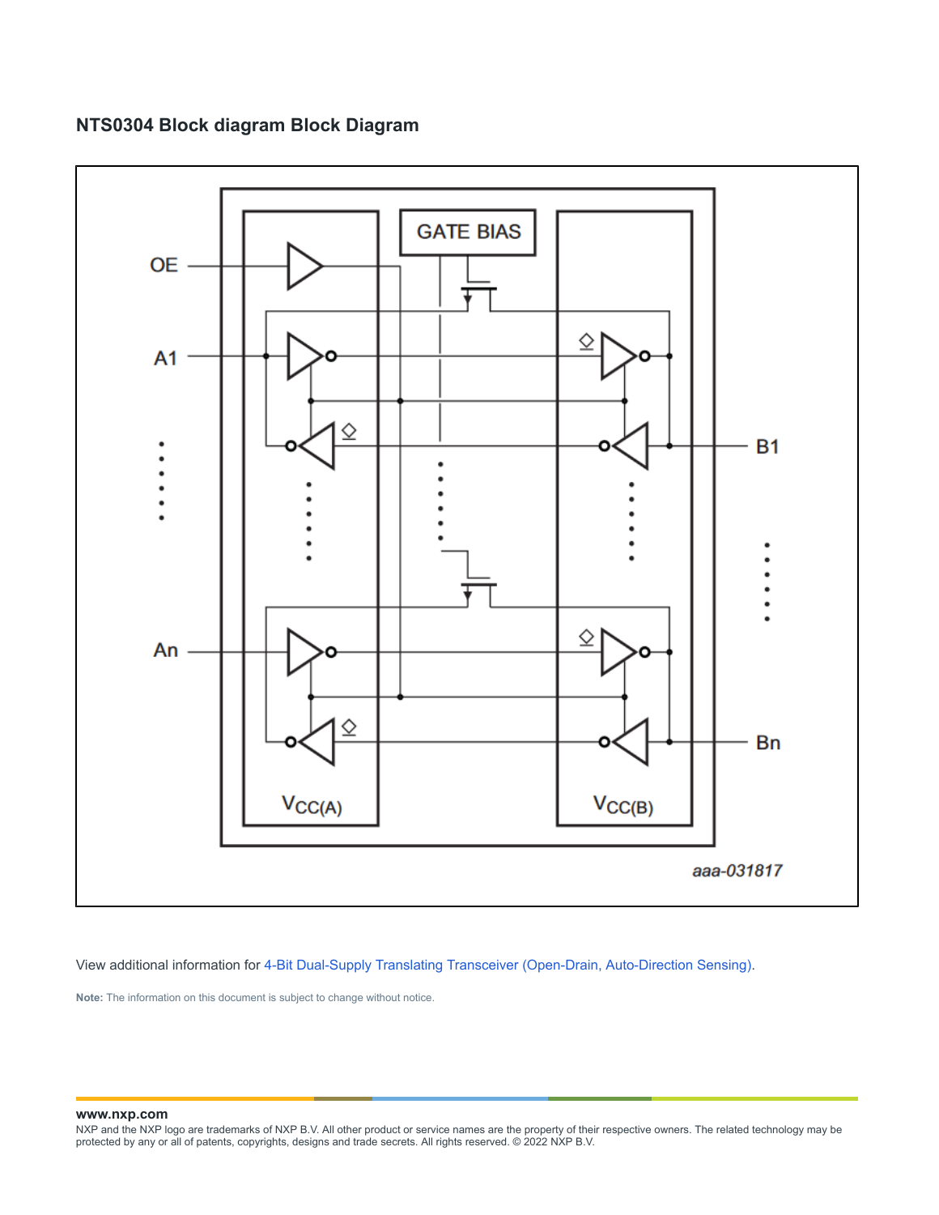## NTS0304 Block diagram Block Diagram

OE

A1

An

GATE BIAS

B1

Bn

$V_{CC(A)}$

$V_{CC(B)}$

aaa-031817

View additional information for 4-Bit Dual-Supply Translating Transceiver (Open-Drain, Auto-Direction Sensing).

**Note:** The information on this document is subject to change without notice.

**www.nxp.com**

NXP and the NXP logo are trademarks of NXP B.V. All other product or service names are the property of their respective owners. The related technology may be protected by any or all of patents, copyrights, designs and trade secrets. All rights reserved. © 2022 NXP B.V.